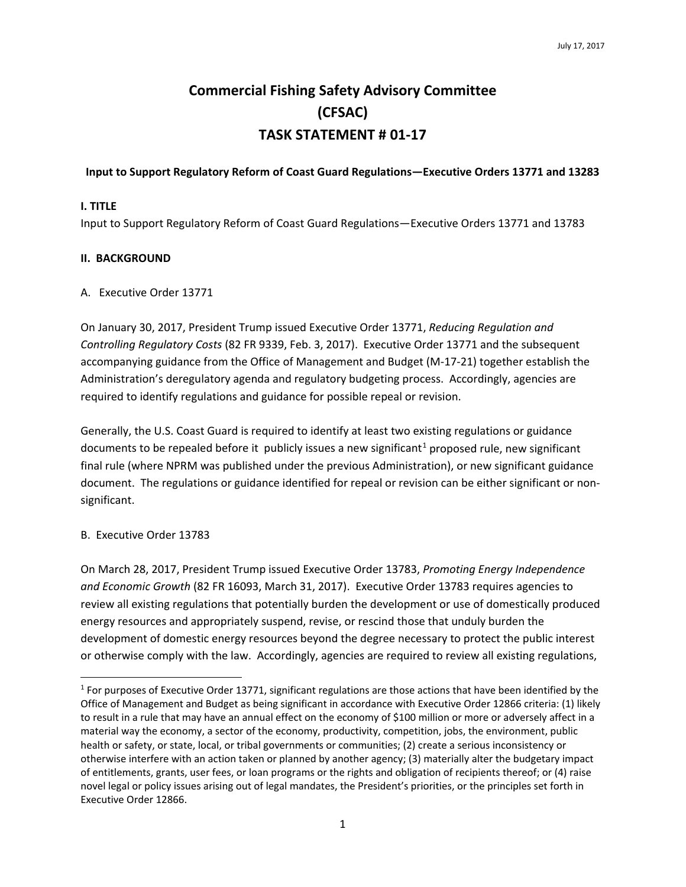July 17, 2017

# Commercial Fishing Safety Advisory Committee (CFSAC) TASK STATEMENT # 01-17

**Input to Support Regulatory Reform of Coast Guard Regulations—Executive Orders 13771 and 13283**

## I. TITLE

Input to Support Regulatory Reform of Coast Guard Regulations—Executive Orders 13771 and 13783

## II. BACKGROUND

A. Executive Order 13771

On January 30, 2017, President Trump issued Executive Order 13771, *Reducing Regulation and Controlling Regulatory Costs* (82 FR 9339, Feb. 3, 2017). Executive Order 13771 and the subsequent accompanying guidance from the Office of Management and Budget (M-17-21) together establish the Administration's deregulatory agenda and regulatory budgeting process. Accordingly, agencies are required to identify regulations and guidance for possible repeal or revision.

Generally, the U.S. Coast Guard is required to identify at least two existing regulations or guidance documents to be repealed before it publicly issues a new significant[1] proposed rule, new significant final rule (where NPRM was published under the previous Administration), or new significant guidance document. The regulations or guidance identified for repeal or revision can be either significant or non-significant.

B. Executive Order 13783

On March 28, 2017, President Trump issued Executive Order 13783, *Promoting Energy Independence and Economic Growth* (82 FR 16093, March 31, 2017). Executive Order 13783 requires agencies to review all existing regulations that potentially burden the development or use of domestically produced energy resources and appropriately suspend, revise, or rescind those that unduly burden the development of domestic energy resources beyond the degree necessary to protect the public interest or otherwise comply with the law. Accordingly, agencies are required to review all existing regulations,

[1] For purposes of Executive Order 13771, significant regulations are those actions that have been identified by the Office of Management and Budget as being significant in accordance with Executive Order 12866 criteria: (1) likely to result in a rule that may have an annual effect on the economy of $100 million or more or adversely affect in a material way the economy, a sector of the economy, productivity, competition, jobs, the environment, public health or safety, or state, local, or tribal governments or communities; (2) create a serious inconsistency or otherwise interfere with an action taken or planned by another agency; (3) materially alter the budgetary impact of entitlements, grants, user fees, or loan programs or the rights and obligation of recipients thereof; or (4) raise novel legal or policy issues arising out of legal mandates, the President's priorities, or the principles set forth in Executive Order 12866.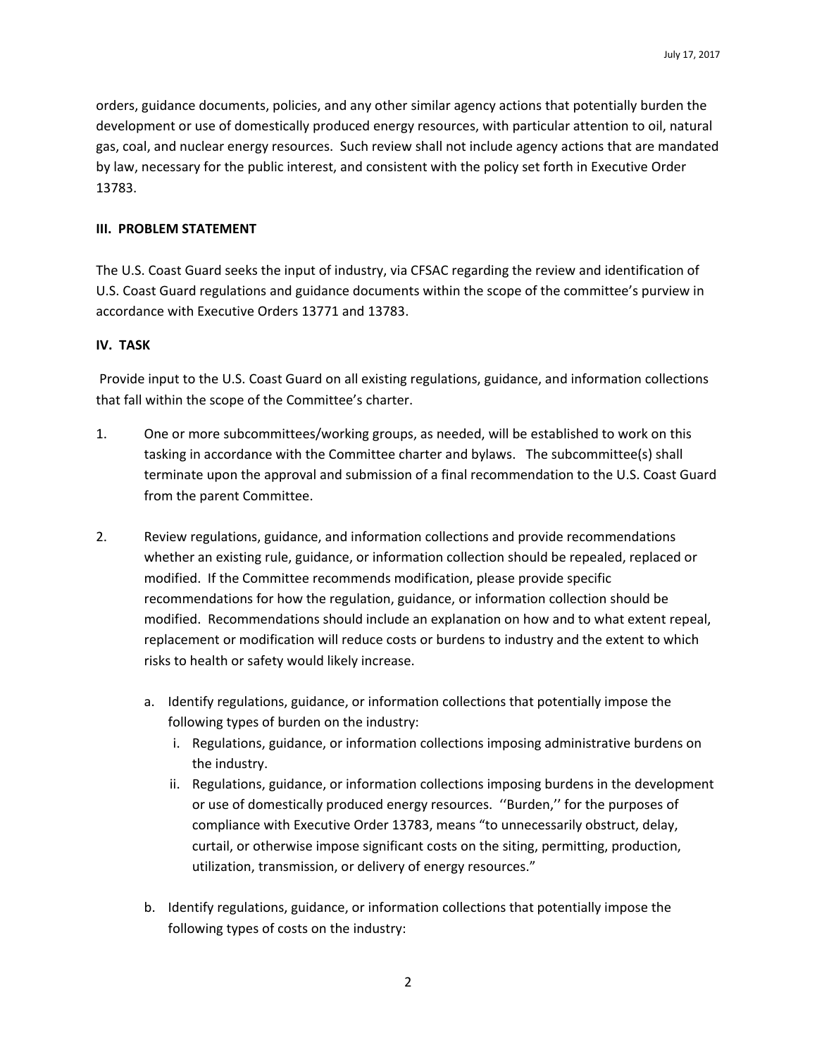orders, guidance documents, policies, and any other similar agency actions that potentially burden the development or use of domestically produced energy resources, with particular attention to oil, natural gas, coal, and nuclear energy resources. Such review shall not include agency actions that are mandated by law, necessary for the public interest, and consistent with the policy set forth in Executive Order 13783.

## III. PROBLEM STATEMENT

The U.S. Coast Guard seeks the input of industry, via CFSAC regarding the review and identification of U.S. Coast Guard regulations and guidance documents within the scope of the committee's purview in accordance with Executive Orders 13771 and 13783.

## IV. TASK

Provide input to the U.S. Coast Guard on all existing regulations, guidance, and information collections that fall within the scope of the Committee's charter.

1. One or more subcommittees/working groups, as needed, will be established to work on this tasking in accordance with the Committee charter and bylaws. The subcommittee(s) shall terminate upon the approval and submission of a final recommendation to the U.S. Coast Guard from the parent Committee.

2. Review regulations, guidance, and information collections and provide recommendations whether an existing rule, guidance, or information collection should be repealed, replaced or modified. If the Committee recommends modification, please provide specific recommendations for how the regulation, guidance, or information collection should be modified. Recommendations should include an explanation on how and to what extent repeal, replacement or modification will reduce costs or burdens to industry and the extent to which risks to health or safety would likely increase.

   a. Identify regulations, guidance, or information collections that potentially impose the following types of burden on the industry:
      i. Regulations, guidance, or information collections imposing administrative burdens on the industry.
      ii. Regulations, guidance, or information collections imposing burdens in the development or use of domestically produced energy resources. ''Burden,'' for the purposes of compliance with Executive Order 13783, means "to unnecessarily obstruct, delay, curtail, or otherwise impose significant costs on the siting, permitting, production, utilization, transmission, or delivery of energy resources."

   b. Identify regulations, guidance, or information collections that potentially impose the following types of costs on the industry: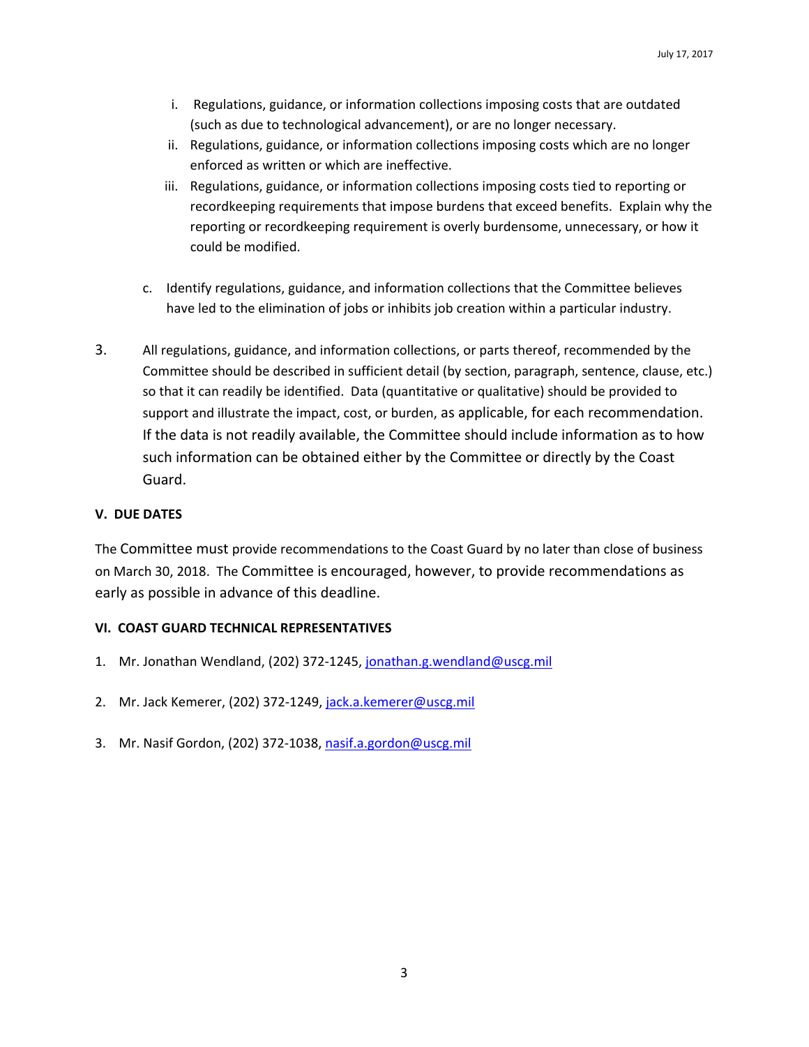i. Regulations, guidance, or information collections imposing costs that are outdated (such as due to technological advancement), or are no longer necessary.

ii. Regulations, guidance, or information collections imposing costs which are no longer enforced as written or which are ineffective.

iii. Regulations, guidance, or information collections imposing costs tied to reporting or recordkeeping requirements that impose burdens that exceed benefits. Explain why the reporting or recordkeeping requirement is overly burdensome, unnecessary, or how it could be modified.

c. Identify regulations, guidance, and information collections that the Committee believes have led to the elimination of jobs or inhibits job creation within a particular industry.

3. All regulations, guidance, and information collections, or parts thereof, recommended by the Committee should be described in sufficient detail (by section, paragraph, sentence, clause, etc.) so that it can readily be identified. Data (quantitative or qualitative) should be provided to support and illustrate the impact, cost, or burden, as applicable, for each recommendation. If the data is not readily available, the Committee should include information as to how such information can be obtained either by the Committee or directly by the Coast Guard.

**V. DUE DATES**

The Committee must provide recommendations to the Coast Guard by no later than close of business on March 30, 2018. The Committee is encouraged, however, to provide recommendations as early as possible in advance of this deadline.

**VI. COAST GUARD TECHNICAL REPRESENTATIVES**

1. Mr. Jonathan Wendland, (202) 372-1245, jonathan.g.wendland@uscg.mil

2. Mr. Jack Kemerer, (202) 372-1249, jack.a.kemerer@uscg.mil

3. Mr. Nasif Gordon, (202) 372-1038, nasif.a.gordon@uscg.mil